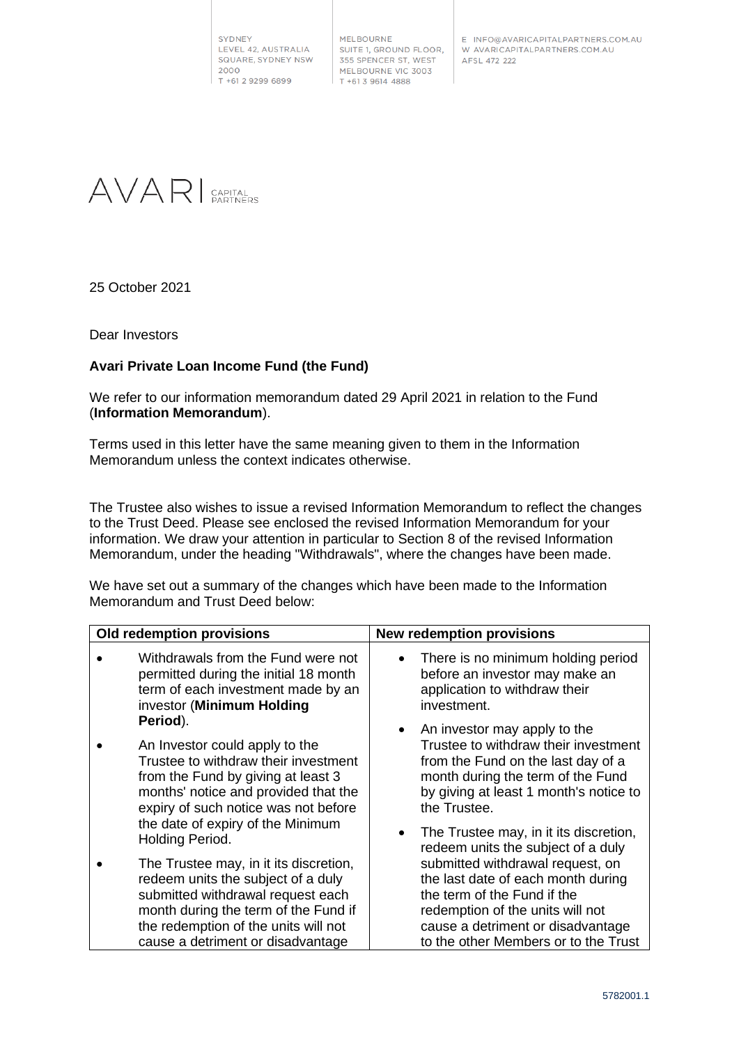SYDNEY
LEVEL 42, AUSTRALIA SQUARE, SYDNEY NSW 2000
T +61 2 9299 6899

MELBOURNE
SUITE 1, GROUND FLOOR, 355 SPENCER ST, WEST MELBOURNE VIC 3003
T +61 3 9614 4888

E INFO@AVARICAPITALPARTNERS.COM.AU
W AVARICAPITALPARTNERS.COM.AU
AFSL 472 222

AVARI CAPITAL PARTNERS

25 October 2021

Dear Investors

**Avari Private Loan Income Fund (the Fund)**

We refer to our information memorandum dated 29 April 2021 in relation to the Fund (**Information Memorandum**).

Terms used in this letter have the same meaning given to them in the Information Memorandum unless the context indicates otherwise.

The Trustee also wishes to issue a revised Information Memorandum to reflect the changes to the Trust Deed. Please see enclosed the revised Information Memorandum for your information. We draw your attention in particular to Section 8 of the revised Information Memorandum, under the heading "Withdrawals", where the changes have been made.

We have set out a summary of the changes which have been made to the Information Memorandum and Trust Deed below:

| **Old redemption provisions** | **New redemption provisions** |
|---|---|
| • Withdrawals from the Fund were not permitted during the initial 18 month term of each investment made by an investor (**Minimum Holding Period**).<br>• An Investor could apply to the Trustee to withdraw their investment from the Fund by giving at least 3 months' notice and provided that the expiry of such notice was not before the date of expiry of the Minimum Holding Period.<br>• The Trustee may, in it its discretion, redeem units the subject of a duly submitted withdrawal request each month during the term of the Fund if the redemption of the units will not cause a detriment or disadvantage | • There is no minimum holding period before an investor may make an application to withdraw their investment.<br>• An investor may apply to the Trustee to withdraw their investment from the Fund on the last day of a month during the term of the Fund by giving at least 1 month's notice to the Trustee.<br>• The Trustee may, in it its discretion, redeem units the subject of a duly submitted withdrawal request, on the last date of each month during the term of the Fund if the redemption of the units will not cause a detriment or disadvantage to the other Members or to the Trust |

5782001.1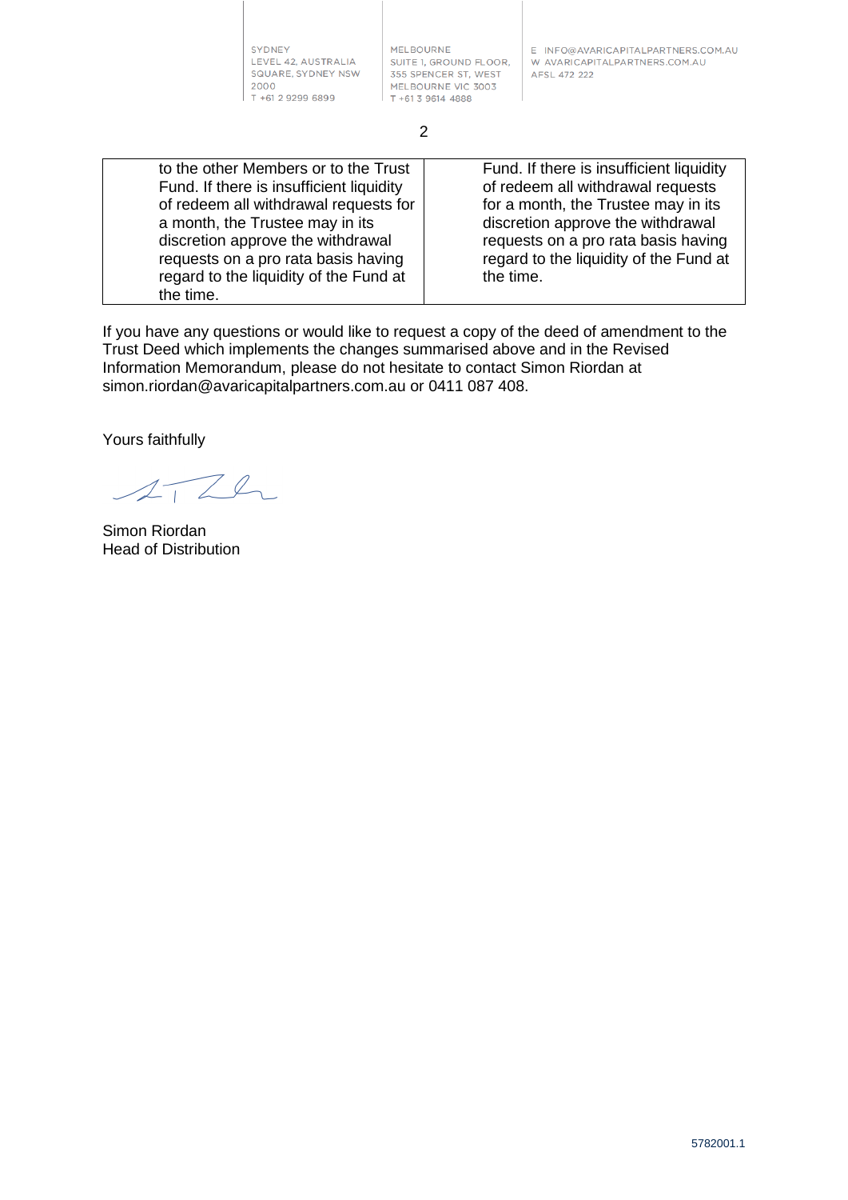| | |
|---|---|
| to the other Members or to the Trust Fund. If there is insufficient liquidity of redeem all withdrawal requests for a month, the Trustee may in its discretion approve the withdrawal requests on a pro rata basis having regard to the liquidity of the Fund at the time. | Fund. If there is insufficient liquidity of redeem all withdrawal requests for a month, the Trustee may in its discretion approve the withdrawal requests on a pro rata basis having regard to the liquidity of the Fund at the time. |

If you have any questions or would like to request a copy of the deed of amendment to the Trust Deed which implements the changes summarised above and in the Revised Information Memorandum, please do not hesitate to contact Simon Riordan at simon.riordan@avaricapitalpartners.com.au or 0411 087 408.

Yours faithfully

Simon Riordan
Head of Distribution